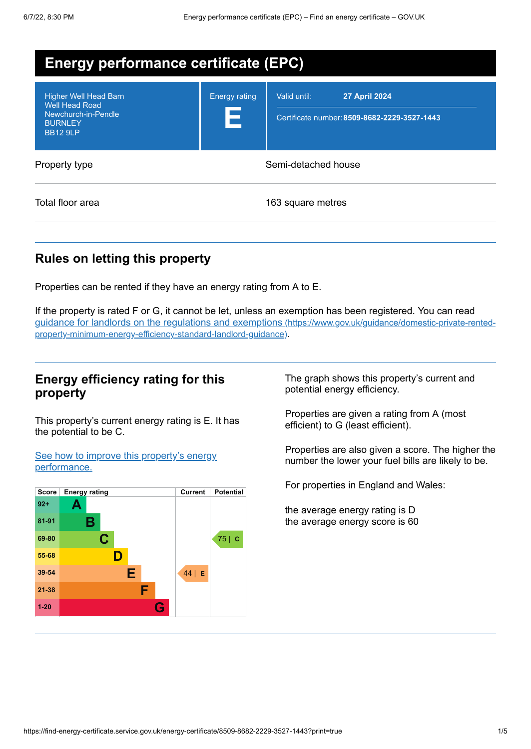# Energy performance certificate (EPC)

Higher Well Head Barn
Well Head Road
Newchurch-in-Pendle
BURNLEY
BB12 9LP

Energy rating

**E**

Valid until: **27 April 2024**

Certificate number: **8509-8682-2229-3527-1443**

| | |
|---|---|
| Property type | Semi-detached house |
| Total floor area | 163 square metres |

## Rules on letting this property

Properties can be rented if they have an energy rating from A to E.

If the property is rated F or G, it cannot be let, unless an exemption has been registered. You can read [guidance for landlords on the regulations and exemptions (https://www.gov.uk/guidance/domestic-private-rented-property-minimum-energy-efficiency-standard-landlord-guidance)](https://www.gov.uk/guidance/domestic-private-rented-property-minimum-energy-efficiency-standard-landlord-guidance).

## Energy efficiency rating for this property

This property's current energy rating is E. It has the potential to be C.

[See how to improve this property's energy performance.]()

| Score | Energy rating | Current | Potential |
|---|---|---|---|
| 92+ | A | | |
| 81-91 | B | | |
| 69-80 | C | | 75 \| C |
| 55-68 | D | | |
| 39-54 | E | 44 \| E | |
| 21-38 | F | | |
| 1-20 | G | | |

The graph shows this property's current and potential energy efficiency.

Properties are given a rating from A (most efficient) to G (least efficient).

Properties are also given a score. The higher the number the lower your fuel bills are likely to be.

For properties in England and Wales:

the average energy rating is D
the average energy score is 60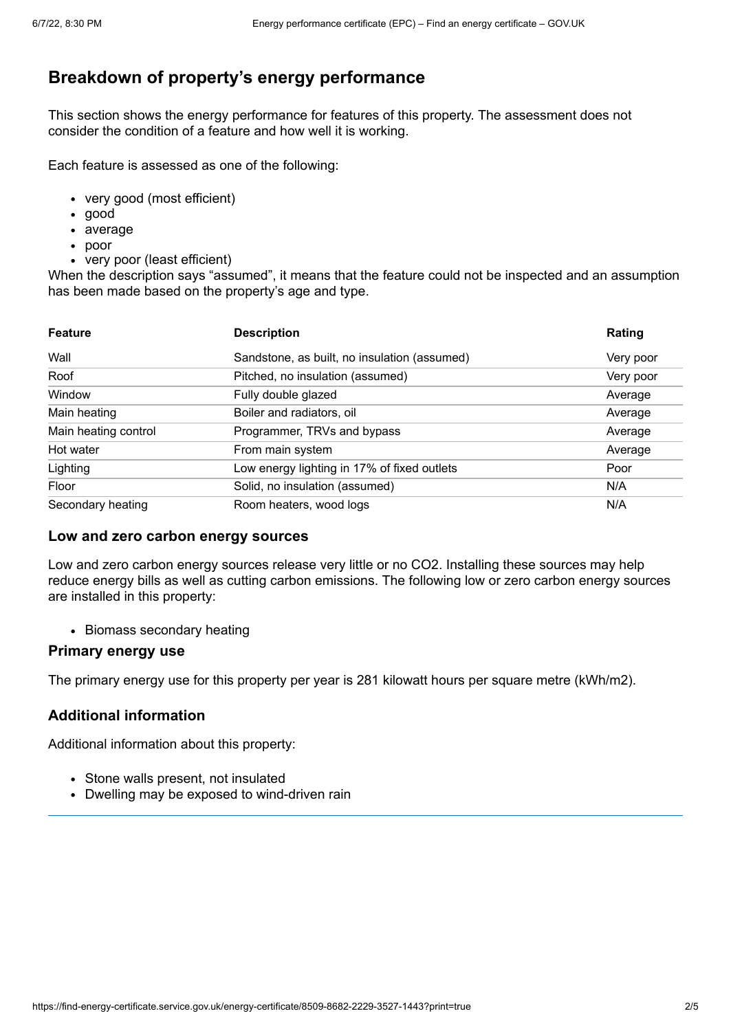## Breakdown of property's energy performance

This section shows the energy performance for features of this property. The assessment does not consider the condition of a feature and how well it is working.

Each feature is assessed as one of the following:

- very good (most efficient)
- good
- average
- poor
- very poor (least efficient)

When the description says "assumed", it means that the feature could not be inspected and an assumption has been made based on the property's age and type.

| Feature | Description | Rating |
|---|---|---|
| Wall | Sandstone, as built, no insulation (assumed) | Very poor |
| Roof | Pitched, no insulation (assumed) | Very poor |
| Window | Fully double glazed | Average |
| Main heating | Boiler and radiators, oil | Average |
| Main heating control | Programmer, TRVs and bypass | Average |
| Hot water | From main system | Average |
| Lighting | Low energy lighting in 17% of fixed outlets | Poor |
| Floor | Solid, no insulation (assumed) | N/A |
| Secondary heating | Room heaters, wood logs | N/A |

### Low and zero carbon energy sources

Low and zero carbon energy sources release very little or no $CO_2$. Installing these sources may help reduce energy bills as well as cutting carbon emissions. The following low or zero carbon energy sources are installed in this property:

- Biomass secondary heating

### Primary energy use

The primary energy use for this property per year is 281 kilowatt hours per square metre (kWh/m2).

### Additional information

Additional information about this property:

- Stone walls present, not insulated
- Dwelling may be exposed to wind-driven rain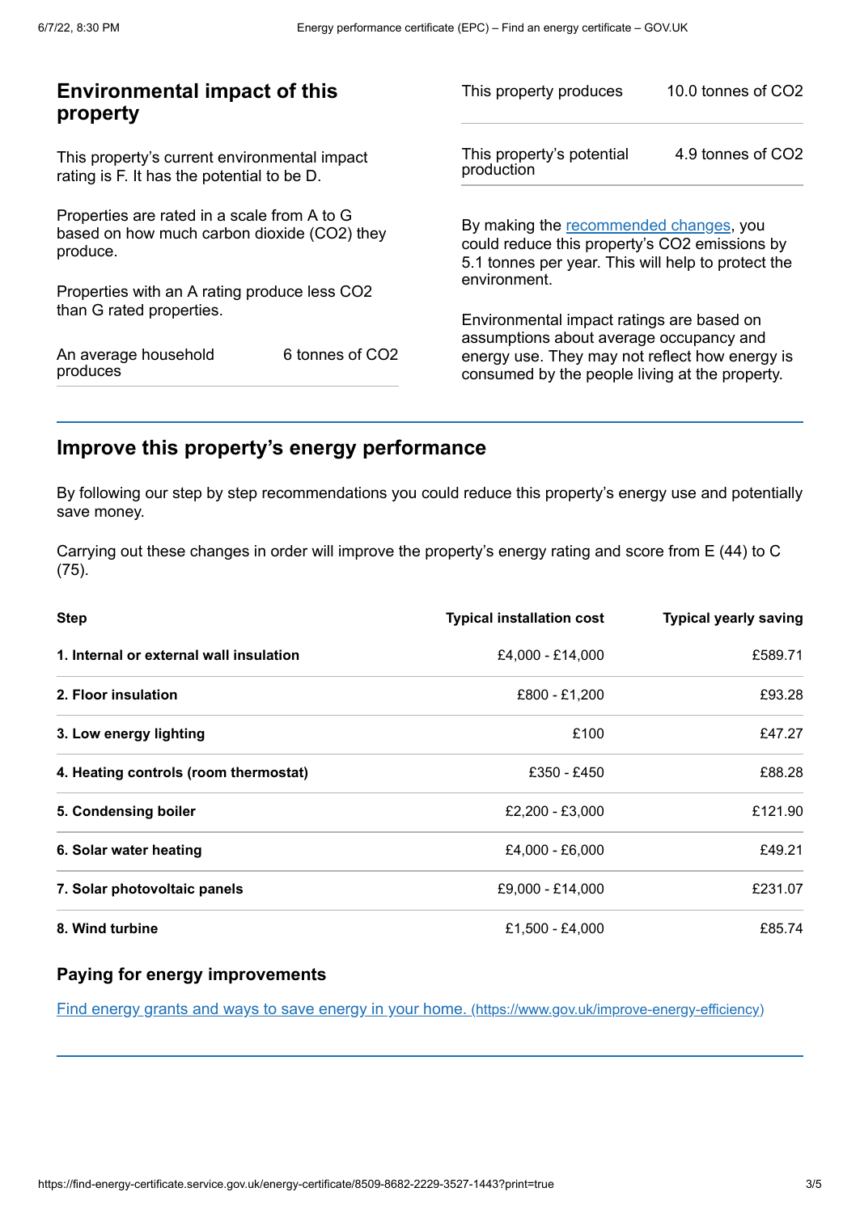## Environmental impact of this property

This property's current environmental impact rating is F. It has the potential to be D.

Properties are rated in a scale from A to G based on how much carbon dioxide ($CO_2$) they produce.

Properties with an A rating produce less $CO_2$ than G rated properties.

| | |
|---|---|
| An average household produces | 6 tonnes of $CO_2$ |
| This property produces | 10.0 tonnes of $CO_2$ |
| This property's potential production | 4.9 tonnes of $CO_2$ |

By making the [recommended changes](#), you could reduce this property's $CO_2$ emissions by 5.1 tonnes per year. This will help to protect the environment.

Environmental impact ratings are based on assumptions about average occupancy and energy use. They may not reflect how energy is consumed by the people living at the property.

## Improve this property's energy performance

By following our step by step recommendations you could reduce this property's energy use and potentially save money.

Carrying out these changes in order will improve the property's energy rating and score from E (44) to C (75).

| Step | Typical installation cost | Typical yearly saving |
|---|---|---|
| **1. Internal or external wall insulation** | £4,000 - £14,000 | £589.71 |
| **2. Floor insulation** | £800 - £1,200 | £93.28 |
| **3. Low energy lighting** | £100 | £47.27 |
| **4. Heating controls (room thermostat)** | £350 - £450 | £88.28 |
| **5. Condensing boiler** | £2,200 - £3,000 | £121.90 |
| **6. Solar water heating** | £4,000 - £6,000 | £49.21 |
| **7. Solar photovoltaic panels** | £9,000 - £14,000 | £231.07 |
| **8. Wind turbine** | £1,500 - £4,000 | £85.74 |

### Paying for energy improvements

[Find energy grants and ways to save energy in your home. (https://www.gov.uk/improve-energy-efficiency)](https://www.gov.uk/improve-energy-efficiency)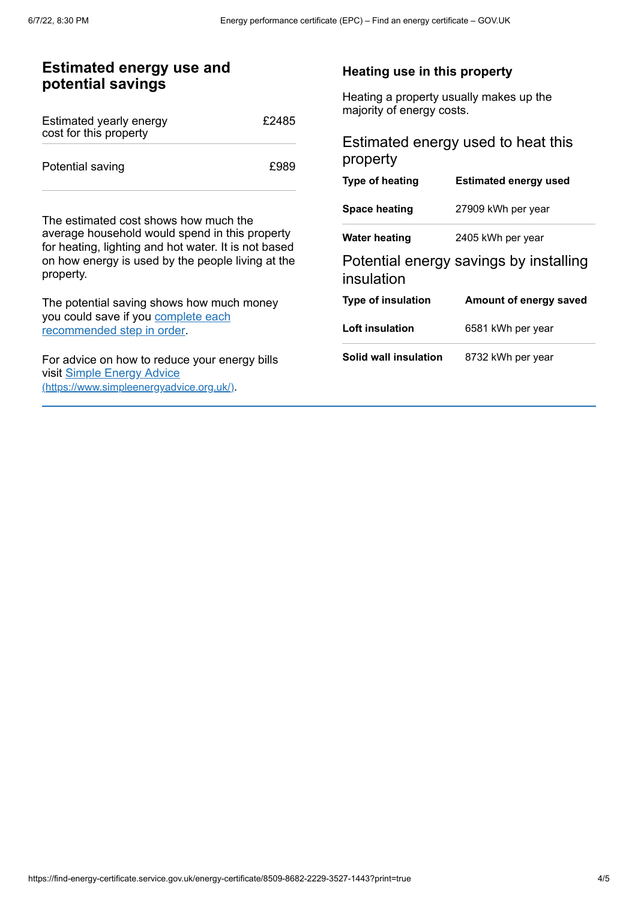## Estimated energy use and potential savings

| | |
|---|---|
| Estimated yearly energy cost for this property | £2485 |
| Potential saving | £989 |

The estimated cost shows how much the average household would spend in this property for heating, lighting and hot water. It is not based on how energy is used by the people living at the property.

The potential saving shows how much money you could save if you complete each recommended step in order.

For advice on how to reduce your energy bills visit Simple Energy Advice (https://www.simpleenergyadvice.org.uk/).

### Heating use in this property

Heating a property usually makes up the majority of energy costs.

#### Estimated energy used to heat this property

| Type of heating | Estimated energy used |
|---|---|
| Space heating | 27909 kWh per year |
| Water heating | 2405 kWh per year |

#### Potential energy savings by installing insulation

| Type of insulation | Amount of energy saved |
|---|---|
| Loft insulation | 6581 kWh per year |
| Solid wall insulation | 8732 kWh per year |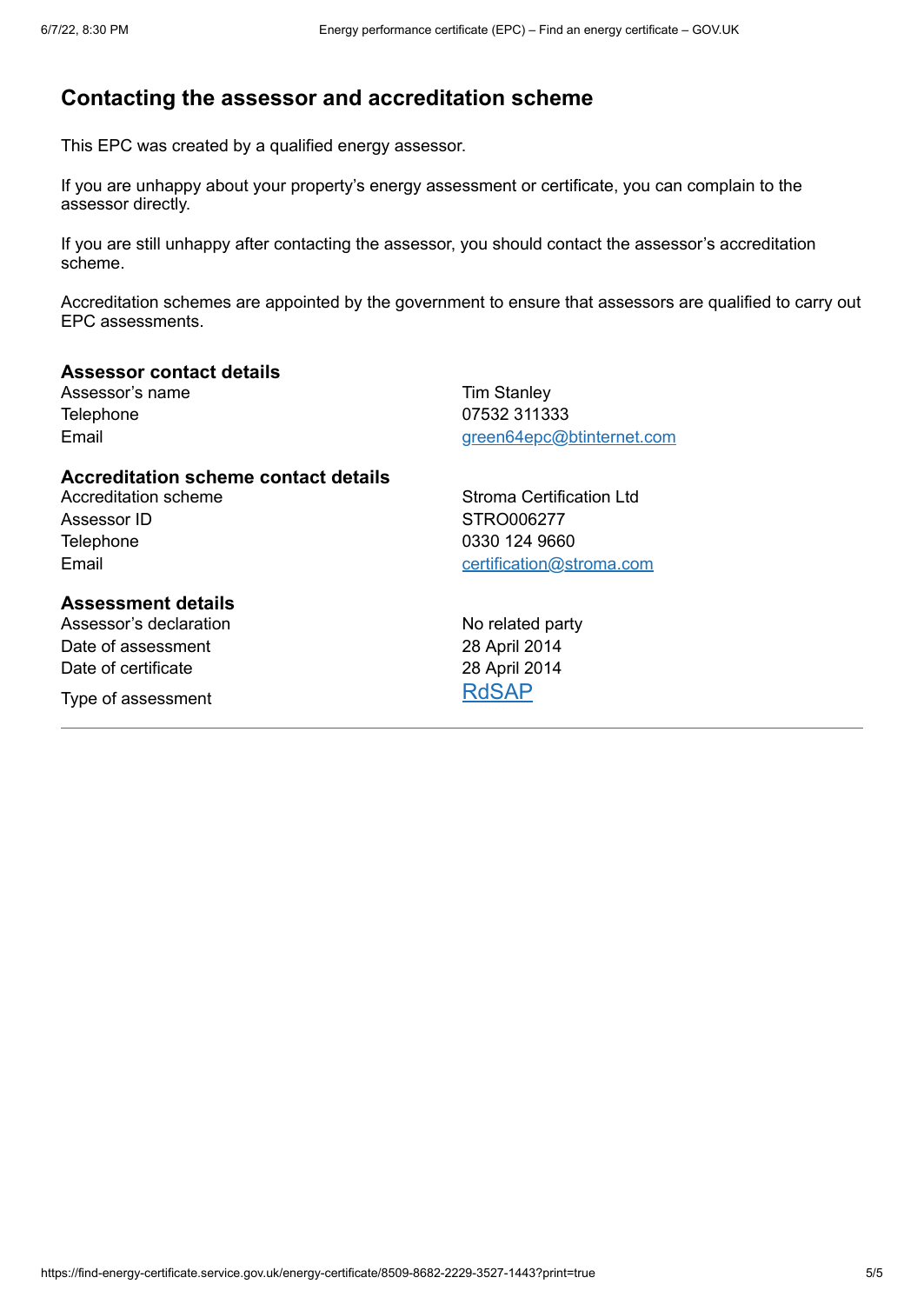## Contacting the assessor and accreditation scheme

This EPC was created by a qualified energy assessor.

If you are unhappy about your property's energy assessment or certificate, you can complain to the assessor directly.

If you are still unhappy after contacting the assessor, you should contact the assessor's accreditation scheme.

Accreditation schemes are appointed by the government to ensure that assessors are qualified to carry out EPC assessments.

### Assessor contact details

| | |
|---|---|
| Assessor's name | Tim Stanley |
| Telephone | 07532 311333 |
| Email | green64epc@btinternet.com |

### Accreditation scheme contact details

| | |
|---|---|
| Accreditation scheme | Stroma Certification Ltd |
| Assessor ID | STRO006277 |
| Telephone | 0330 124 9660 |
| Email | certification@stroma.com |

### Assessment details

| | |
|---|---|
| Assessor's declaration | No related party |
| Date of assessment | 28 April 2014 |
| Date of certificate | 28 April 2014 |
| Type of assessment | RdSAP |